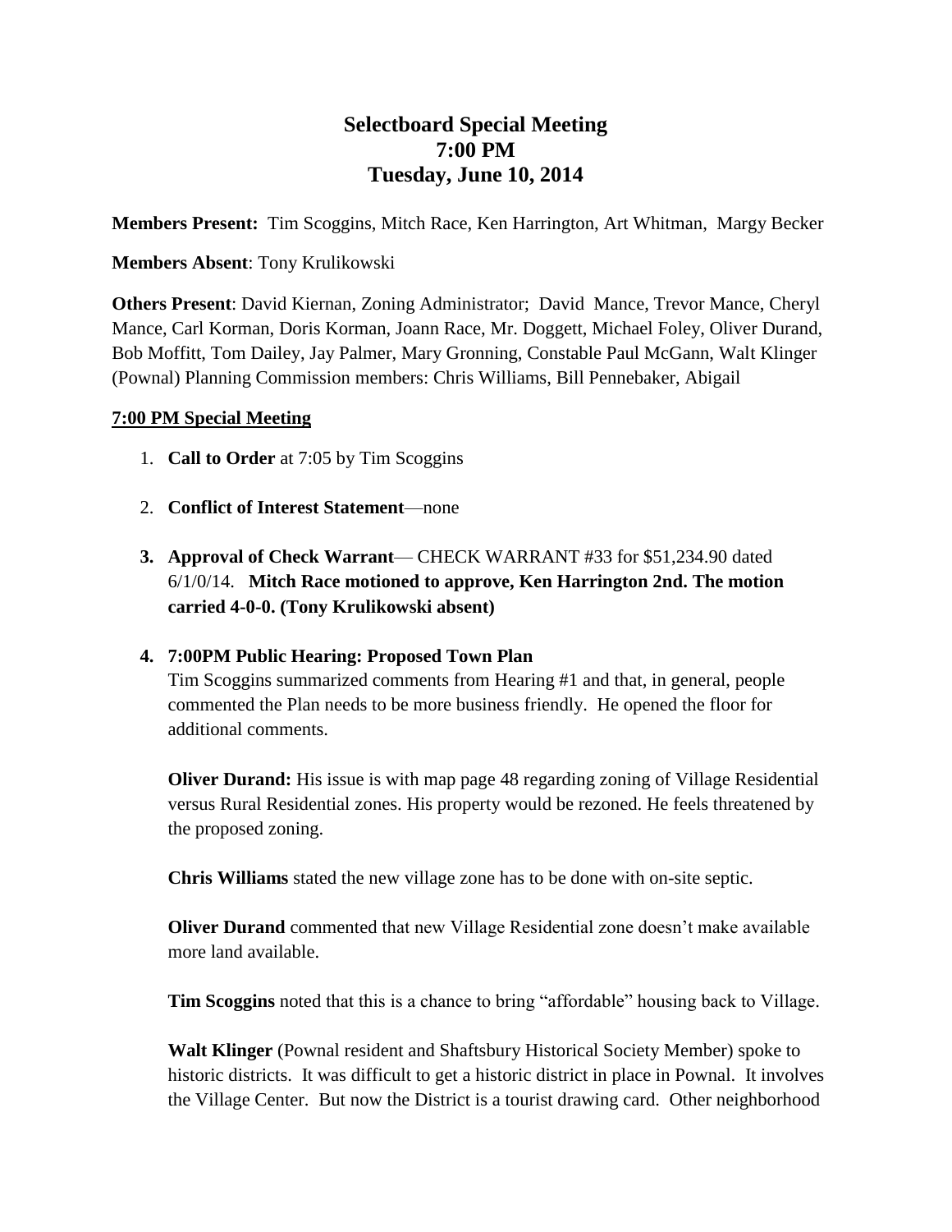# Selectbboard Special Meeting
# 7:00 PM
# Tuesday, June 10, 2014

**Members Present:** Tim Scoggins, Mitch Race, Ken Harrington, Art Whitman, Margy Becker

**Members Absent**: Tony Krulikowski

**Others Present**: David Kiernan, Zoning Administrator; David Mance, Trevor Mance, Cheryl Mance, Carl Korman, Doris Korman, Joann Race, Mr. Doggett, Michael Foley, Oliver Durand, Bob Moffitt, Tom Dailey, Jay Palmer, Mary Gronning, Constable Paul McGann, Walt Klinger (Pownal) Planning Commission members: Chris Williams, Bill Pennebaker, Abigail

**7:00 PM Special Meeting**

1. **Call to Order** at 7:05 by Tim Scoggins

2. **Conflict of Interest Statement**—none

3. **Approval of Check Warrant**— CHECK WARRANT #33 for $51,234.90 dated 6/1/0/14. **Mitch Race motioned to approve, Ken Harrington 2nd. The motion carried 4-0-0. (Tony Krulikowski absent)**

4. **7:00PM Public Hearing: Proposed Town Plan**
   Tim Scoggins summarized comments from Hearing #1 and that, in general, people commented the Plan needs to be more business friendly. He opened the floor for additional comments.

   **Oliver Durand:** His issue is with map page 48 regarding zoning of Village Residential versus Rural Residential zones. His property would be rezoned. He feels threatened by the proposed zoning.

   **Chris Williams** stated the new village zone has to be done with on-site septic.

   **Oliver Durand** commented that new Village Residential zone doesn't make available more land available.

   **Tim Scoggins** noted that this is a chance to bring "affordable" housing back to Village.

   **Walt Klinger** (Pownal resident and Shaftsbury Historical Society Member) spoke to historic districts. It was difficult to get a historic district in place in Pownal. It involves the Village Center. But now the District is a tourist drawing card. Other neighborhood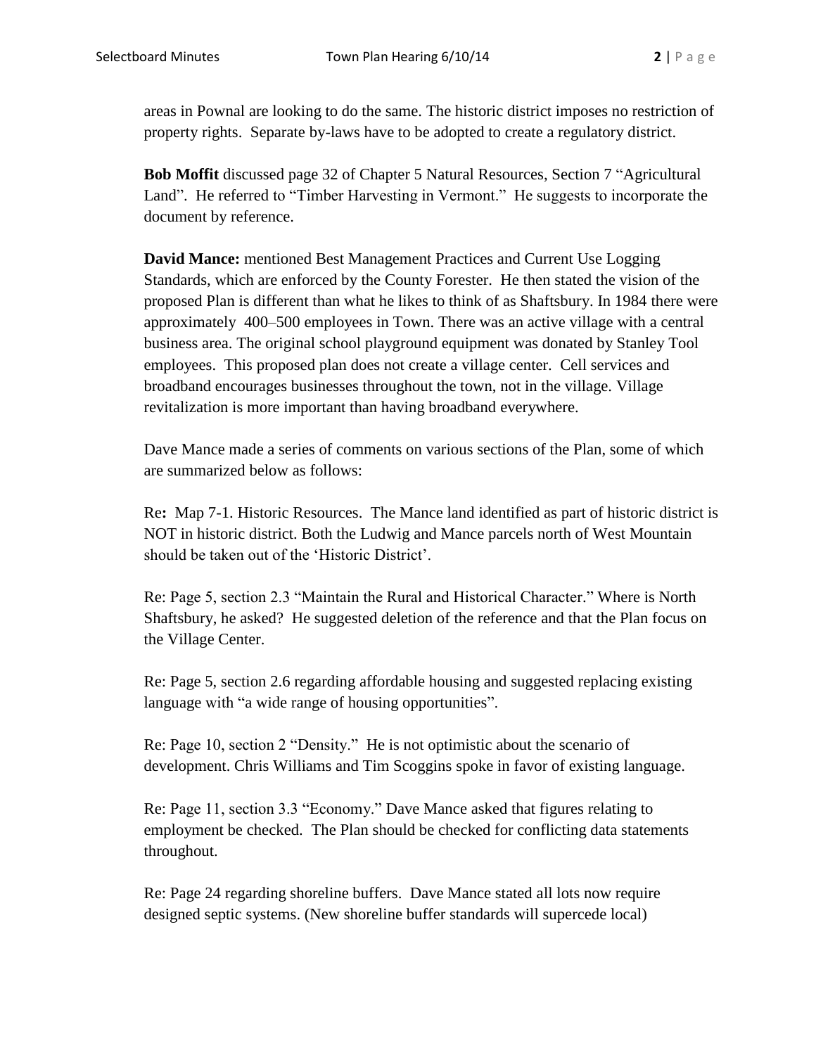areas in Pownal are looking to do the same. The historic district imposes no restriction of property rights. Separate by-laws have to be adopted to create a regulatory district.

**Bob Moffit** discussed page 32 of Chapter 5 Natural Resources, Section 7 "Agricultural Land". He referred to "Timber Harvesting in Vermont." He suggests to incorporate the document by reference.

**David Mance:** mentioned Best Management Practices and Current Use Logging Standards, which are enforced by the County Forester. He then stated the vision of the proposed Plan is different than what he likes to think of as Shaftsbury. In 1984 there were approximately 400–500 employees in Town. There was an active village with a central business area. The original school playground equipment was donated by Stanley Tool employees. This proposed plan does not create a village center. Cell services and broadband encourages businesses throughout the town, not in the village. Village revitalization is more important than having broadband everywhere.

Dave Mance made a series of comments on various sections of the Plan, some of which are summarized below as follows:

Re**:** Map 7-1. Historic Resources. The Mance land identified as part of historic district is NOT in historic district. Both the Ludwig and Mance parcels north of West Mountain should be taken out of the 'Historic District'.

Re: Page 5, section 2.3 "Maintain the Rural and Historical Character." Where is North Shaftsbury, he asked? He suggested deletion of the reference and that the Plan focus on the Village Center.

Re: Page 5, section 2.6 regarding affordable housing and suggested replacing existing language with "a wide range of housing opportunities".

Re: Page 10, section 2 "Density." He is not optimistic about the scenario of development. Chris Williams and Tim Scoggins spoke in favor of existing language.

Re: Page 11, section 3.3 "Economy." Dave Mance asked that figures relating to employment be checked. The Plan should be checked for conflicting data statements throughout.

Re: Page 24 regarding shoreline buffers. Dave Mance stated all lots now require designed septic systems. (New shoreline buffer standards will supercede local)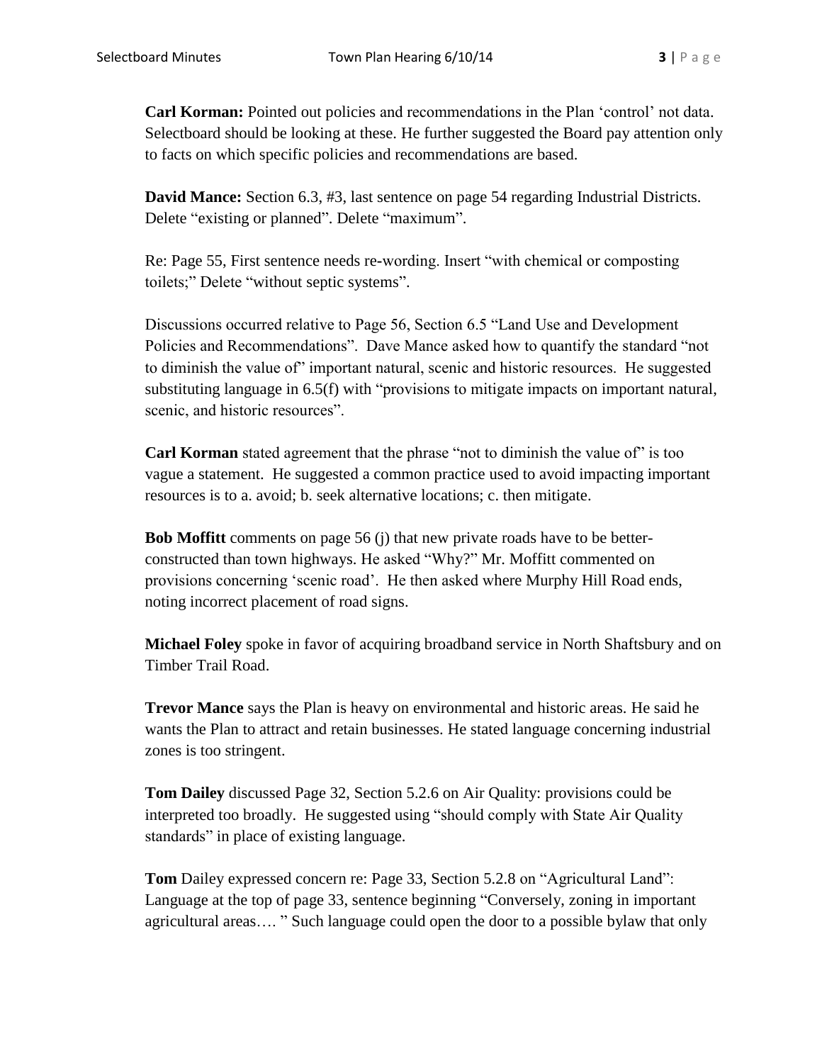**Carl Korman:** Pointed out policies and recommendations in the Plan 'control' not data. Selectboard should be looking at these. He further suggested the Board pay attention only to facts on which specific policies and recommendations are based.

**David Mance:** Section 6.3, #3, last sentence on page 54 regarding Industrial Districts. Delete "existing or planned". Delete "maximum".

Re: Page 55, First sentence needs re-wording. Insert "with chemical or composting toilets;" Delete "without septic systems".

Discussions occurred relative to Page 56, Section 6.5 "Land Use and Development Policies and Recommendations". Dave Mance asked how to quantify the standard "not to diminish the value of" important natural, scenic and historic resources. He suggested substituting language in 6.5(f) with "provisions to mitigate impacts on important natural, scenic, and historic resources".

**Carl Korman** stated agreement that the phrase "not to diminish the value of" is too vague a statement. He suggested a common practice used to avoid impacting important resources is to a. avoid; b. seek alternative locations; c. then mitigate.

**Bob Moffitt** comments on page 56 (j) that new private roads have to be better-constructed than town highways. He asked "Why?" Mr. Moffitt commented on provisions concerning 'scenic road'. He then asked where Murphy Hill Road ends, noting incorrect placement of road signs.

**Michael Foley** spoke in favor of acquiring broadband service in North Shaftsbury and on Timber Trail Road.

**Trevor Mance** says the Plan is heavy on environmental and historic areas. He said he wants the Plan to attract and retain businesses. He stated language concerning industrial zones is too stringent.

**Tom Dailey** discussed Page 32, Section 5.2.6 on Air Quality: provisions could be interpreted too broadly. He suggested using "should comply with State Air Quality standards" in place of existing language.

**Tom** Dailey expressed concern re: Page 33, Section 5.2.8 on "Agricultural Land": Language at the top of page 33, sentence beginning "Conversely, zoning in important agricultural areas…. " Such language could open the door to a possible bylaw that only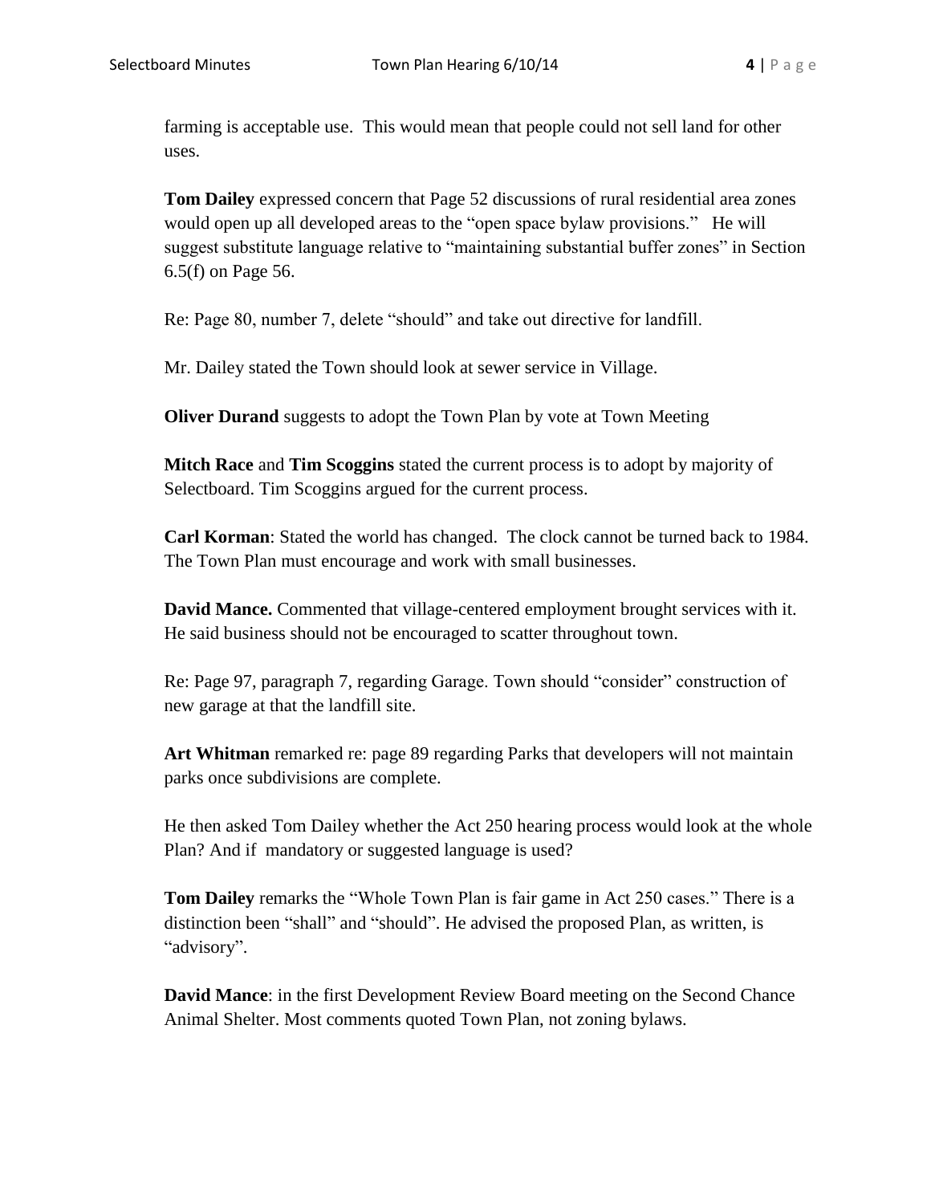farming is acceptable use. This would mean that people could not sell land for other uses.

**Tom Dailey** expressed concern that Page 52 discussions of rural residential area zones would open up all developed areas to the "open space bylaw provisions." He will suggest substitute language relative to "maintaining substantial buffer zones" in Section 6.5(f) on Page 56.

Re: Page 80, number 7, delete "should" and take out directive for landfill.

Mr. Dailey stated the Town should look at sewer service in Village.

**Oliver Durand** suggests to adopt the Town Plan by vote at Town Meeting

**Mitch Race** and **Tim Scoggins** stated the current process is to adopt by majority of Selectboard. Tim Scoggins argued for the current process.

**Carl Korman**: Stated the world has changed. The clock cannot be turned back to 1984. The Town Plan must encourage and work with small businesses.

**David Mance.** Commented that village-centered employment brought services with it. He said business should not be encouraged to scatter throughout town.

Re: Page 97, paragraph 7, regarding Garage. Town should "consider" construction of new garage at that the landfill site.

**Art Whitman** remarked re: page 89 regarding Parks that developers will not maintain parks once subdivisions are complete.

He then asked Tom Dailey whether the Act 250 hearing process would look at the whole Plan? And if mandatory or suggested language is used?

**Tom Dailey** remarks the "Whole Town Plan is fair game in Act 250 cases." There is a distinction been "shall" and "should". He advised the proposed Plan, as written, is "advisory".

**David Mance**: in the first Development Review Board meeting on the Second Chance Animal Shelter. Most comments quoted Town Plan, not zoning bylaws.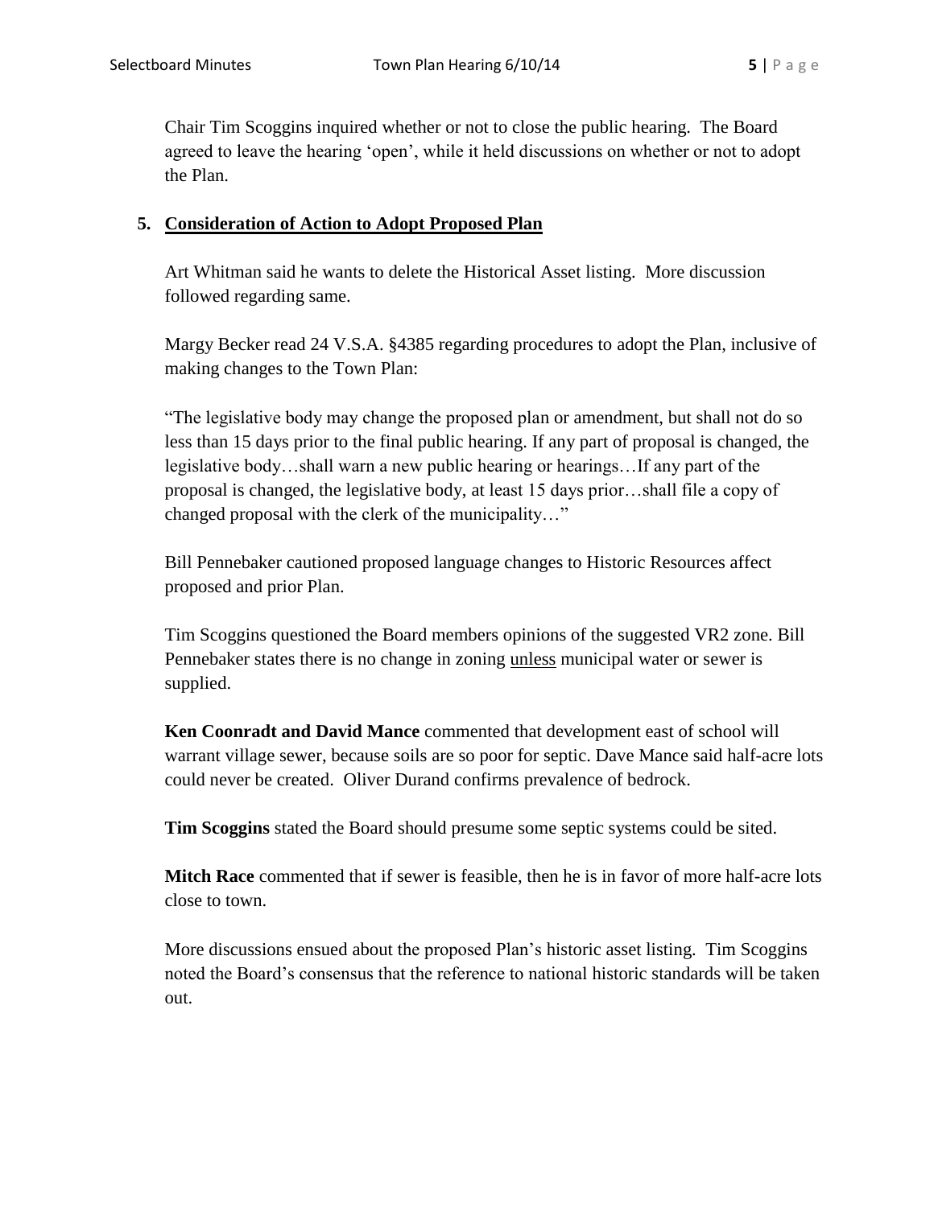Chair Tim Scoggins inquired whether or not to close the public hearing. The Board agreed to leave the hearing 'open', while it held discussions on whether or not to adopt the Plan.

**5. <u>Consideration of Action to Adopt Proposed Plan</u>**

Art Whitman said he wants to delete the Historical Asset listing. More discussion followed regarding same.

Margy Becker read 24 V.S.A. §4385 regarding procedures to adopt the Plan, inclusive of making changes to the Town Plan:

"The legislative body may change the proposed plan or amendment, but shall not do so less than 15 days prior to the final public hearing. If any part of proposal is changed, the legislative body…shall warn a new public hearing or hearings…If any part of the proposal is changed, the legislative body, at least 15 days prior…shall file a copy of changed proposal with the clerk of the municipality…"

Bill Pennebaker cautioned proposed language changes to Historic Resources affect proposed and prior Plan.

Tim Scoggins questioned the Board members opinions of the suggested VR2 zone. Bill Pennebaker states there is no change in zoning <u>unless</u> municipal water or sewer is supplied.

**Ken Coonradt and David Mance** commented that development east of school will warrant village sewer, because soils are so poor for septic. Dave Mance said half-acre lots could never be created. Oliver Durand confirms prevalence of bedrock.

**Tim Scoggins** stated the Board should presume some septic systems could be sited.

**Mitch Race** commented that if sewer is feasible, then he is in favor of more half-acre lots close to town.

More discussions ensued about the proposed Plan's historic asset listing. Tim Scoggins noted the Board's consensus that the reference to national historic standards will be taken out.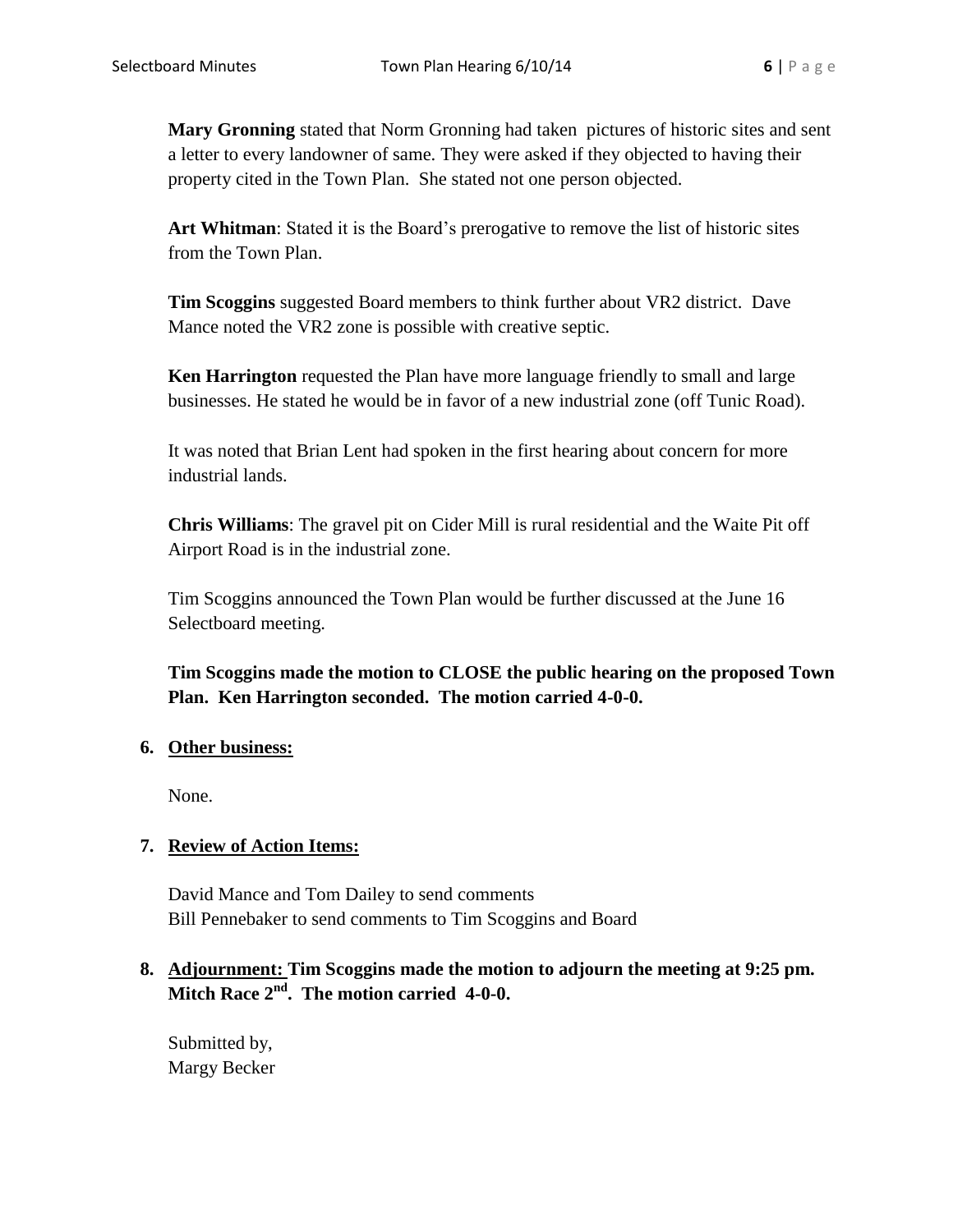**Mary Gronning** stated that Norm Gronning had taken pictures of historic sites and sent a letter to every landowner of same. They were asked if they objected to having their property cited in the Town Plan. She stated not one person objected.

**Art Whitman**: Stated it is the Board's prerogative to remove the list of historic sites from the Town Plan.

**Tim Scoggins** suggested Board members to think further about VR2 district. Dave Mance noted the VR2 zone is possible with creative septic.

**Ken Harrington** requested the Plan have more language friendly to small and large businesses. He stated he would be in favor of a new industrial zone (off Tunic Road).

It was noted that Brian Lent had spoken in the first hearing about concern for more industrial lands.

**Chris Williams**: The gravel pit on Cider Mill is rural residential and the Waite Pit off Airport Road is in the industrial zone.

Tim Scoggins announced the Town Plan would be further discussed at the June 16 Selectboard meeting.

**Tim Scoggins made the motion to CLOSE the public hearing on the proposed Town Plan. Ken Harrington seconded. The motion carried 4-0-0.**

6. **Other business:**

   None.

7. **Review of Action Items:**

   David Mance and Tom Dailey to send comments
   Bill Pennebaker to send comments to Tim Scoggins and Board

8. **Adjournment: Tim Scoggins made the motion to adjourn the meeting at 9:25 pm. Mitch Race 2nd. The motion carried 4-0-0.**

   Submitted by,
   Margy Becker